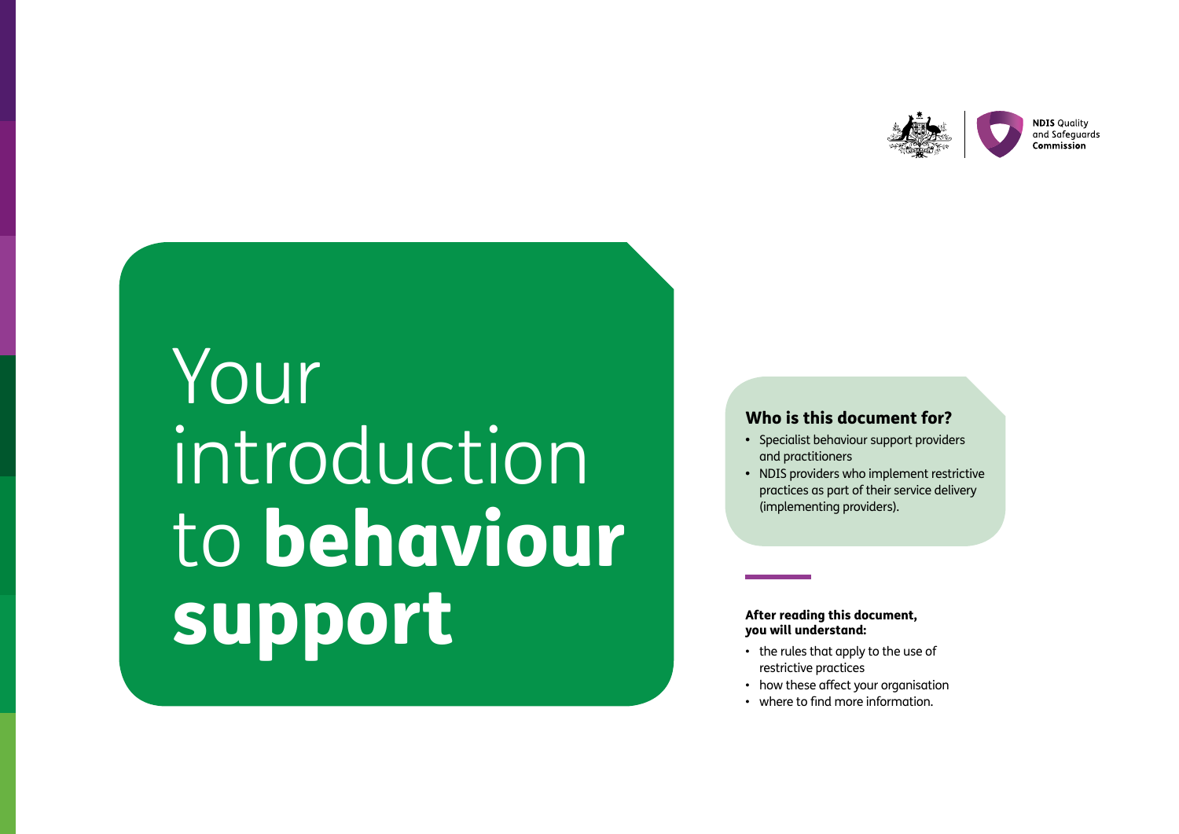NDIS Quality and Safeguards Commission

# Your introduction to **behaviour support**

## Who is this document for?

- Specialist behaviour support providers and practitioners
- NDIS providers who implement restrictive practices as part of their service delivery (implementing providers).

**After reading this document, you will understand:**

- the rules that apply to the use of restrictive practices
- how these affect your organisation
- where to find more information.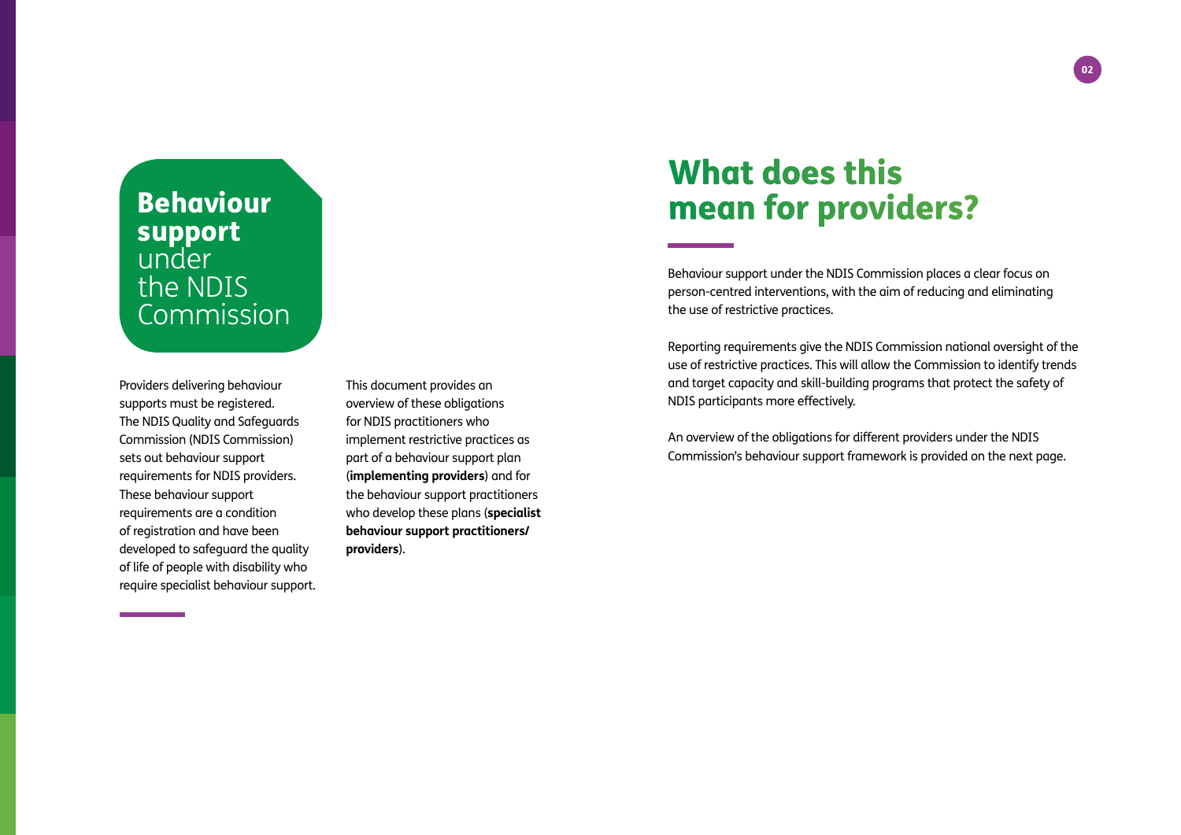# Behaviour support under the NDIS Commission

Providers delivering behaviour supports must be registered. The NDIS Quality and Safeguards Commission (NDIS Commission) sets out behaviour support requirements for NDIS providers. These behaviour support requirements are a condition of registration and have been developed to safeguard the quality of life of people with disability who require specialist behaviour support.

This document provides an overview of these obligations for NDIS practitioners who implement restrictive practices as part of a behaviour support plan (**implementing providers**) and for the behaviour support practitioners who develop these plans (**specialist behaviour support practitioners/ providers**).

## What does this mean for providers?

Behaviour support under the NDIS Commission places a clear focus on person-centred interventions, with the aim of reducing and eliminating the use of restrictive practices.

Reporting requirements give the NDIS Commission national oversight of the use of restrictive practices. This will allow the Commission to identify trends and target capacity and skill-building programs that protect the safety of NDIS participants more effectively.

An overview of the obligations for different providers under the NDIS Commission's behaviour support framework is provided on the next page.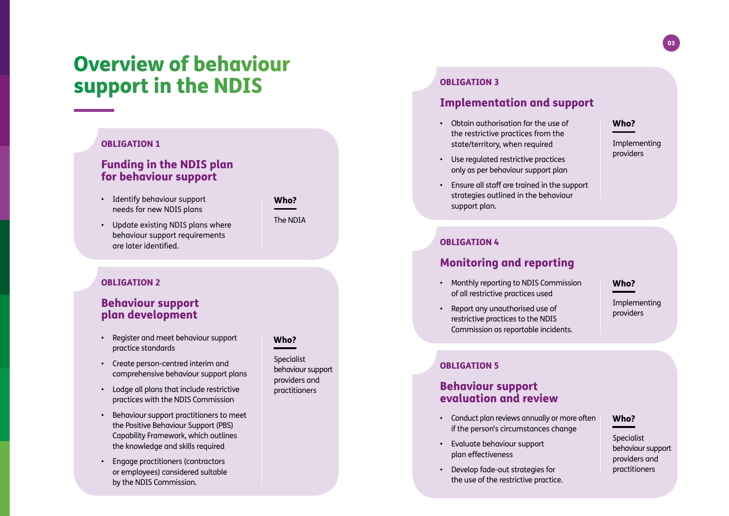# Overview of behaviour support in the NDIS

## OBLIGATION 1

### Funding in the NDIS plan for behaviour support

- Identify behaviour support needs for new NDIS plans
- Update existing NDIS plans where behaviour support requirements are later identified.

**Who?**

The NDIA

## OBLIGATION 2

### Behaviour support plan development

- Register and meet behaviour support practice standards
- Create person-centred interim and comprehensive behaviour support plans
- Lodge all plans that include restrictive practices with the NDIS Commission
- Behaviour support practitioners to meet the Positive Behaviour Support (PBS) Capability Framework, which outlines the knowledge and skills required
- Engage practitioners (contractors or employees) considered suitable by the NDIS Commission.

**Who?**

Specialist behaviour support providers and practitioners

## OBLIGATION 3

### Implementation and support

- Obtain authorisation for the use of the restrictive practices from the state/territory, when required
- Use regulated restrictive practices only as per behaviour support plan
- Ensure all staff are trained in the support strategies outlined in the behaviour support plan.

**Who?**

Implementing providers

## OBLIGATION 4

### Monitoring and reporting

- Monthly reporting to NDIS Commission of all restrictive practices used
- Report any unauthorised use of restrictive practices to the NDIS Commission as reportable incidents.

**Who?**

Implementing providers

## OBLIGATION 5

### Behaviour support evaluation and review

- Conduct plan reviews annually or more often if the person's circumstances change
- Evaluate behaviour support plan effectiveness
- Develop fade-out strategies for the use of the restrictive practice.

**Who?**

Specialist behaviour support providers and practitioners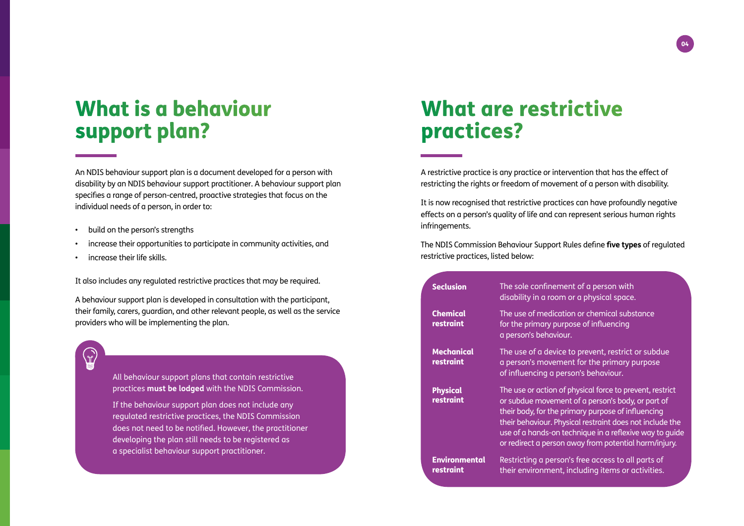## What is a behaviour support plan?

An NDIS behaviour support plan is a document developed for a person with disability by an NDIS behaviour support practitioner. A behaviour support plan specifies a range of person-centred, proactive strategies that focus on the individual needs of a person, in order to:

- build on the person's strengths
- increase their opportunities to participate in community activities, and
- increase their life skills.

It also includes any regulated restrictive practices that may be required.

A behaviour support plan is developed in consultation with the participant, their family, carers, guardian, and other relevant people, as well as the service providers who will be implementing the plan.

All behaviour support plans that contain restrictive practices **must be lodged** with the NDIS Commission.

If the behaviour support plan does not include any regulated restrictive practices, the NDIS Commission does not need to be notified. However, the practitioner developing the plan still needs to be registered as a specialist behaviour support practitioner.

## What are restrictive practices?

A restrictive practice is any practice or intervention that has the effect of restricting the rights or freedom of movement of a person with disability.

It is now recognised that restrictive practices can have profoundly negative effects on a person's quality of life and can represent serious human rights infringements.

The NDIS Commission Behaviour Support Rules define **five types** of regulated restrictive practices, listed below:

| | |
|---|---|
| **Seclusion** | The sole confinement of a person with disability in a room or a physical space. |
| **Chemical restraint** | The use of medication or chemical substance for the primary purpose of influencing a person's behaviour. |
| **Mechanical restraint** | The use of a device to prevent, restrict or subdue a person's movement for the primary purpose of influencing a person's behaviour. |
| **Physical restraint** | The use or action of physical force to prevent, restrict or subdue movement of a person's body, or part of their body, for the primary purpose of influencing their behaviour. Physical restraint does not include the use of a hands-on technique in a reflexive way to guide or redirect a person away from potential harm/injury. |
| **Environmental restraint** | Restricting a person's free access to all parts of their environment, including items or activities. |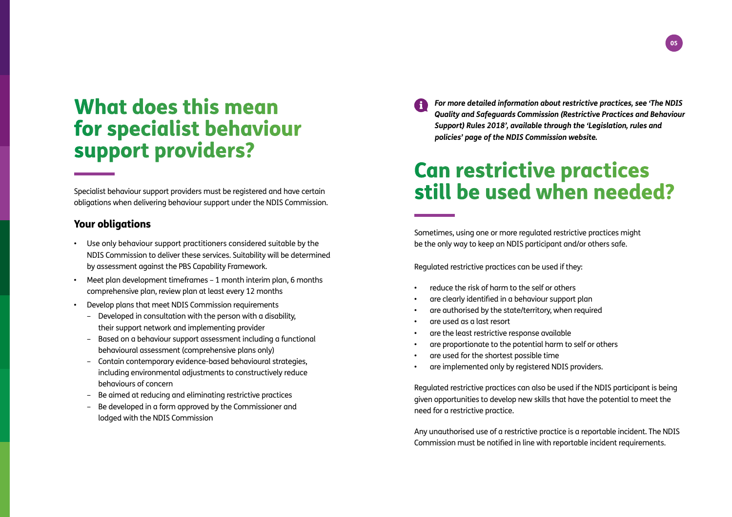# What does this mean for specialist behaviour support providers?

Specialist behaviour support providers must be registered and have certain obligations when delivering behaviour support under the NDIS Commission.

### Your obligations

- Use only behaviour support practitioners considered suitable by the NDIS Commission to deliver these services. Suitability will be determined by assessment against the PBS Capability Framework.
- Meet plan development timeframes – 1 month interim plan, 6 months comprehensive plan, review plan at least every 12 months
- Develop plans that meet NDIS Commission requirements
  - Developed in consultation with the person with a disability, their support network and implementing provider
  - Based on a behaviour support assessment including a functional behavioural assessment (comprehensive plans only)
  - Contain contemporary evidence-based behavioural strategies, including environmental adjustments to constructively reduce behaviours of concern
  - Be aimed at reducing and eliminating restrictive practices
  - Be developed in a form approved by the Commissioner and lodged with the NDIS Commission

***For more detailed information about restrictive practices, see 'The NDIS Quality and Safeguards Commission (Restrictive Practices and Behaviour Support) Rules 2018', available through the 'Legislation, rules and policies' page of the NDIS Commission website.***

# Can restrictive practices still be used when needed?

Sometimes, using one or more regulated restrictive practices might be the only way to keep an NDIS participant and/or others safe.

Regulated restrictive practices can be used if they:

- reduce the risk of harm to the self or others
- are clearly identified in a behaviour support plan
- are authorised by the state/territory, when required
- are used as a last resort
- are the least restrictive response available
- are proportionate to the potential harm to self or others
- are used for the shortest possible time
- are implemented only by registered NDIS providers.

Regulated restrictive practices can also be used if the NDIS participant is being given opportunities to develop new skills that have the potential to meet the need for a restrictive practice.

Any unauthorised use of a restrictive practice is a reportable incident. The NDIS Commission must be notified in line with reportable incident requirements.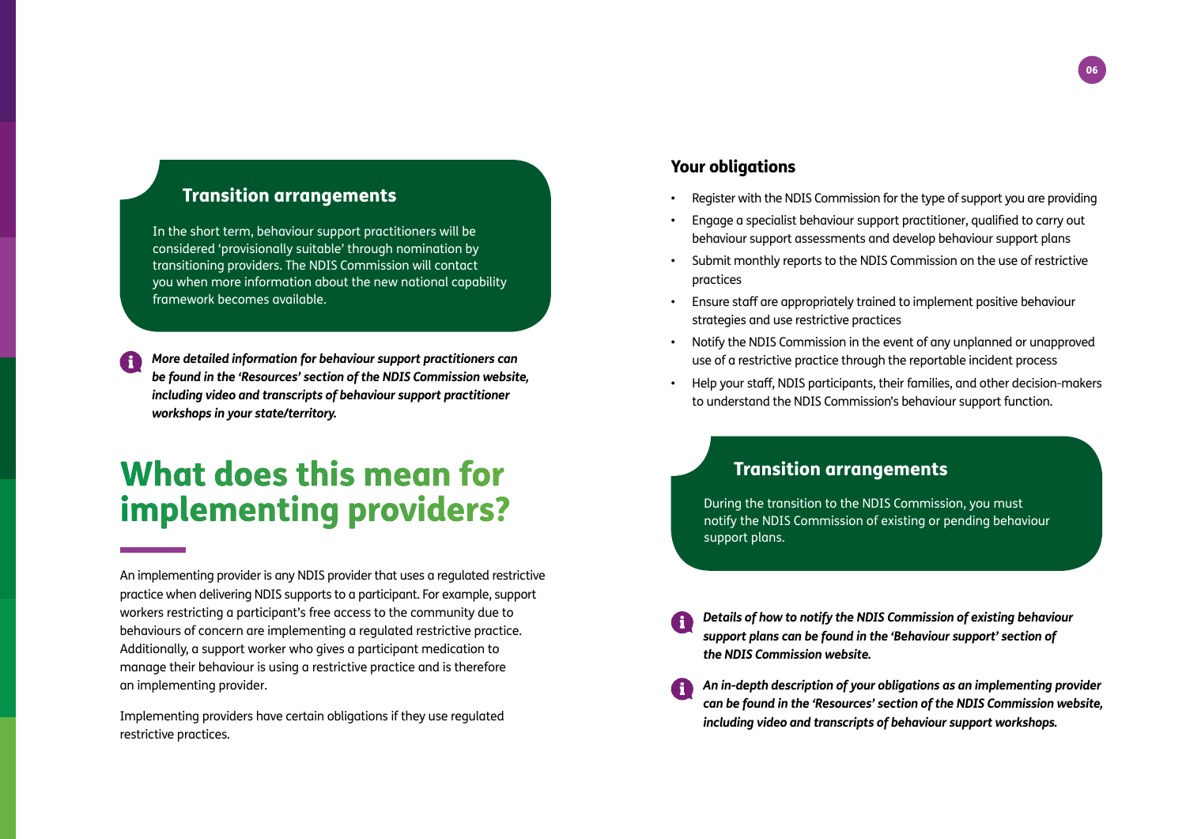### Transition arrangements

In the short term, behaviour support practitioners will be considered 'provisionally suitable' through nomination by transitioning providers. The NDIS Commission will contact you when more information about the new national capability framework becomes available.

***More detailed information for behaviour support practitioners can be found in the 'Resources' section of the NDIS Commission website, including video and transcripts of behaviour support practitioner workshops in your state/territory.***

# What does this mean for implementing providers?

An implementing provider is any NDIS provider that uses a regulated restrictive practice when delivering NDIS supports to a participant. For example, support workers restricting a participant's free access to the community due to behaviours of concern are implementing a regulated restrictive practice. Additionally, a support worker who gives a participant medication to manage their behaviour is using a restrictive practice and is therefore an implementing provider.

Implementing providers have certain obligations if they use regulated restrictive practices.

### Your obligations

- Register with the NDIS Commission for the type of support you are providing
- Engage a specialist behaviour support practitioner, qualified to carry out behaviour support assessments and develop behaviour support plans
- Submit monthly reports to the NDIS Commission on the use of restrictive practices
- Ensure staff are appropriately trained to implement positive behaviour strategies and use restrictive practices
- Notify the NDIS Commission in the event of any unplanned or unapproved use of a restrictive practice through the reportable incident process
- Help your staff, NDIS participants, their families, and other decision-makers to understand the NDIS Commission's behaviour support function.

### Transition arrangements

During the transition to the NDIS Commission, you must notify the NDIS Commission of existing or pending behaviour support plans.

***Details of how to notify the NDIS Commission of existing behaviour support plans can be found in the 'Behaviour support' section of the NDIS Commission website.***

***An in-depth description of your obligations as an implementing provider can be found in the 'Resources' section of the NDIS Commission website, including video and transcripts of behaviour support workshops.***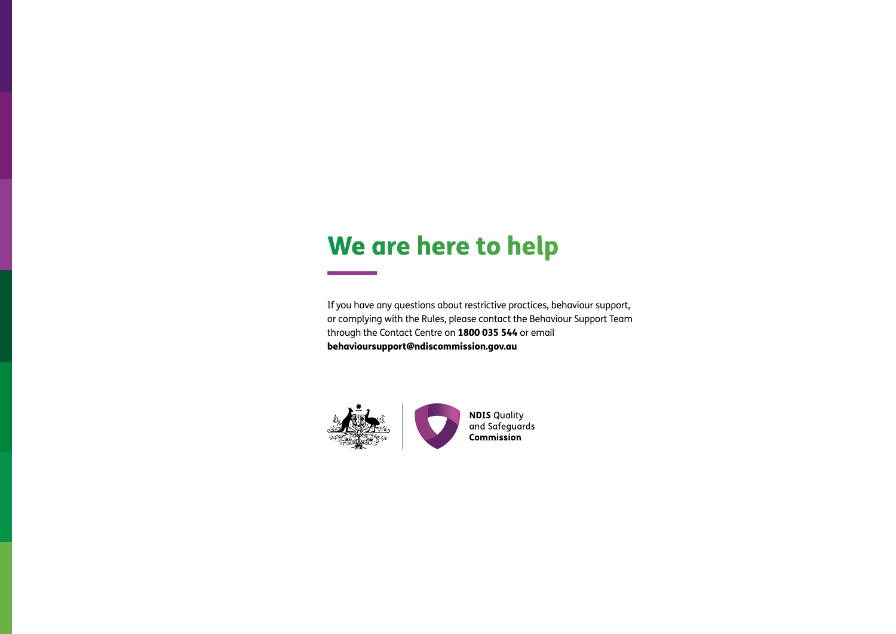# We are here to help

If you have any questions about restrictive practices, behaviour support, or complying with the Rules, please contact the Behaviour Support Team through the Contact Centre on **1800 035 544** or email **behavioursupport@ndiscommission.gov.au**

**NDIS** Quality and Safeguards **Commission**